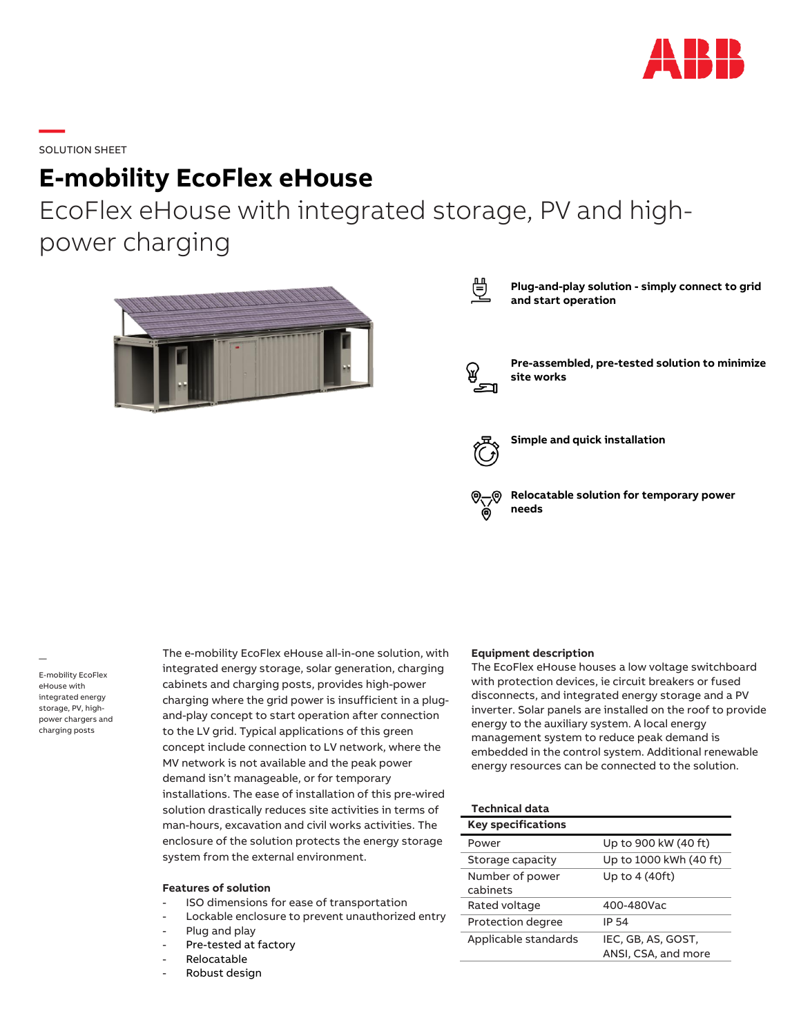SOLUTION SHEET

# E-mobility EcoFlex eHouse

## EcoFlex eHouse with integrated storage, PV and high-power charging

**Plug-and-play solution - simply connect to grid and start operation**

**Pre-assembled, pre-tested solution to minimize site works**

**Simple and quick installation**

**Relocatable solution for temporary power needs**

—
E-mobility EcoFlex eHouse with integrated energy storage, PV, high-power chargers and charging posts

The e-mobility EcoFlex eHouse all-in-one solution, with integrated energy storage, solar generation, charging cabinets and charging posts, provides high-power charging where the grid power is insufficient in a plug-and-play concept to start operation after connection to the LV grid. Typical applications of this green concept include connection to LV network, where the MV network is not available and the peak power demand isn't manageable, or for temporary installations. The ease of installation of this pre-wired solution drastically reduces site activities in terms of man-hours, excavation and civil works activities. The enclosure of the solution protects the energy storage system from the external environment.

**Features of solution**

- ISO dimensions for ease of transportation
- Lockable enclosure to prevent unauthorized entry
- Plug and play
- Pre-tested at factory
- Relocatable
- Robust design

**Equipment description**

The EcoFlex eHouse houses a low voltage switchboard with protection devices, ie circuit breakers or fused disconnects, and integrated energy storage and a PV inverter. Solar panels are installed on the roof to provide energy to the auxiliary system. A local energy management system to reduce peak demand is embedded in the control system. Additional renewable energy resources can be connected to the solution.

**Technical data**

| Key specifications | |
|---|---|
| Power | Up to 900 kW (40 ft) |
| Storage capacity | Up to 1000 kWh (40 ft) |
| Number of power cabinets | Up to 4 (40ft) |
| Rated voltage | 400-480Vac |
| Protection degree | IP 54 |
| Applicable standards | IEC, GB, AS, GOST, ANSI, CSA, and more |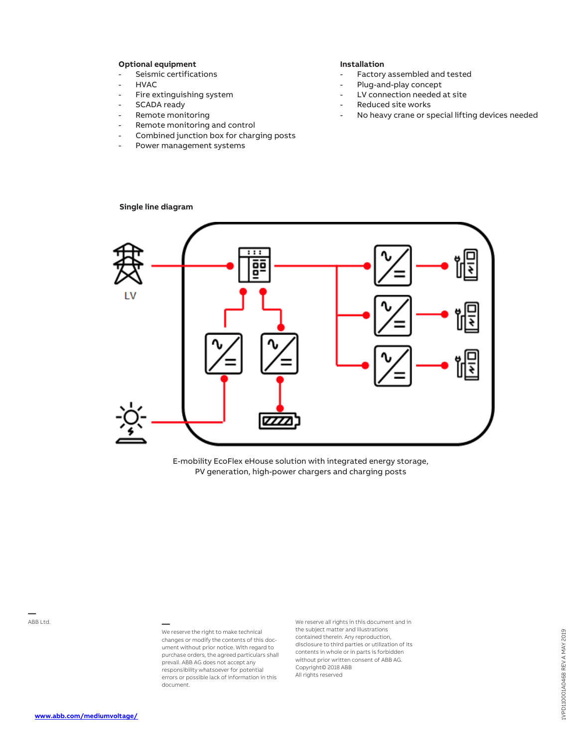**Optional equipment**

- Seismic certifications
- HVAC
- Fire extinguishing system
- SCADA ready
- Remote monitoring
- Remote monitoring and control
- Combined junction box for charging posts
- Power management systems

**Installation**

- Factory assembled and tested
- Plug-and-play concept
- LV connection needed at site
- Reduced site works
- No heavy crane or special lifting devices needed

**Single line diagram**

LV

E-mobility EcoFlex eHouse solution with integrated energy storage, PV generation, high-power chargers and charging posts

ABB Ltd.

We reserve the right to make technical changes or modify the contents of this document without prior notice. With regard to purchase orders, the agreed particulars shall prevail. ABB AG does not accept any responsibility whatsoever for potential errors or possible lack of information in this document.

We reserve all rights in this document and in the subject matter and illustrations contained therein. Any reproduction, disclosure to third parties or utilization of its contents in whole or in parts is forbidden without prior written consent of ABB AG.
Copyright© 2018 ABB
All rights reserved

www.abb.com/mediumvoltage/

1VPD110001A0468 REV A MAY 2019